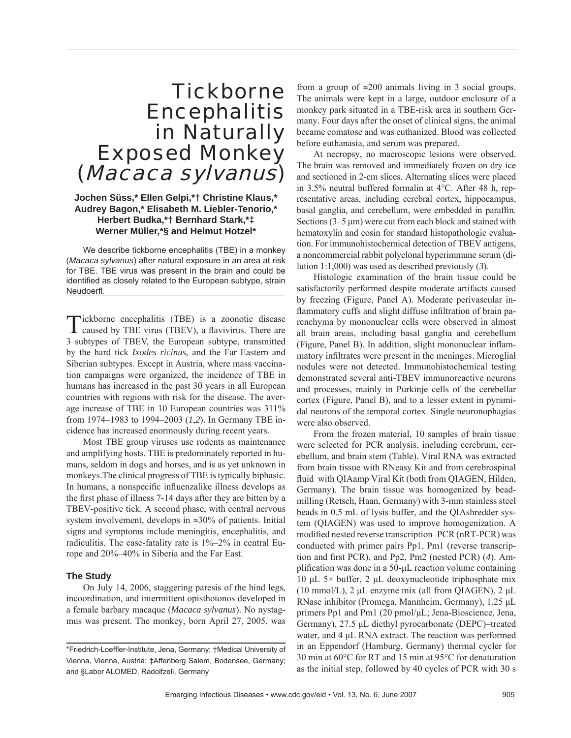# Tickborne Encephalitis in Naturally Exposed Monkey (*Macaca sylvanus*)

**Jochen Süss,* Ellen Gelpi,*† Christine Klaus,* Audrey Bagon,* Elisabeth M. Liebler-Tenorio,* Herbert Budka,*† Bernhard Stark,*‡ Werner Müller,*§ and Helmut Hotzel***

We describe tickborne encephalitis (TBE) in a monkey (*Macaca sylvanus*) after natural exposure in an area at risk for TBE. TBE virus was present in the brain and could be identified as closely related to the European subtype, strain Neudoerfl.

Tickborne encephalitis (TBE) is a zoonotic disease caused by TBE virus (TBEV), a flavivirus. There are 3 subtypes of TBEV, the European subtype, transmitted by the hard tick *Ixodes ricinus*, and the Far Eastern and Siberian subtypes. Except in Austria, where mass vaccination campaigns were organized, the incidence of TBE in humans has increased in the past 30 years in all European countries with regions with risk for the disease. The average increase of TBE in 10 European countries was 311% from 1974–1983 to 1994–2003 (*1*,*2*). In Germany TBE incidence has increased enormously during recent years.

Most TBE group viruses use rodents as maintenance and amplifying hosts. TBE is predominately reported in humans, seldom in dogs and horses, and is as yet unknown in monkeys. The clinical progress of TBE is typically biphasic. In humans, a nonspecific influenzalike illness develops as the first phase of illness 7-14 days after they are bitten by a TBEV-positive tick. A second phase, with central nervous system involvement, develops in ≈30% of patients. Initial signs and symptoms include meningitis, encephalitis, and radiculitis. The case-fatality rate is 1%–2% in central Europe and 20%–40% in Siberia and the Far East.

## The Study

On July 14, 2006, staggering paresis of the hind legs, incoordination, and intermittent opisthotonos developed in a female barbary macaque (*Macaca sylvanus*). No nystagmus was present. The monkey, born April 27, 2005, was from a group of ≈200 animals living in 3 social groups. The animals were kept in a large, outdoor enclosure of a monkey park situated in a TBE-risk area in southern Germany. Four days after the onset of clinical signs, the animal became comatose and was euthanized. Blood was collected before euthanasia, and serum was prepared.

At necropsy, no macroscopic lesions were observed. The brain was removed and immediately frozen on dry ice and sectioned in 2-cm slices. Alternating slices were placed in 3.5% neutral buffered formalin at 4°C. After 48 h, representative areas, including cerebral cortex, hippocampus, basal ganglia, and cerebellum, were embedded in paraffin. Sections (3–5 μm) were cut from each block and stained with hematoxylin and eosin for standard histopathologic evaluation. For immunohistochemical detection of TBEV antigens, a noncommercial rabbit polyclonal hyperimmune serum (dilution 1:1,000) was used as described previously (*3*).

Histologic examination of the brain tissue could be satisfactorily performed despite moderate artifacts caused by freezing (Figure, Panel A). Moderate perivascular inflammatory cuffs and slight diffuse infiltration of brain parenchyma by mononuclear cells were observed in almost all brain areas, including basal ganglia and cerebellum (Figure, Panel B). In addition, slight mononuclear inflammatory infiltrates were present in the meninges. Microglial nodules were not detected. Immunohistochemical testing demonstrated several anti-TBEV immunoreactive neurons and processes, mainly in Purkinje cells of the cerebellar cortex (Figure, Panel B), and to a lesser extent in pyramidal neurons of the temporal cortex. Single neuronophagias were also observed.

From the frozen material, 10 samples of brain tissue were selected for PCR analysis, including cerebrum, cerebellum, and brain stem (Table). Viral RNA was extracted from brain tissue with RNeasy Kit and from cerebrospinal fluid with QIAamp Viral Kit (both from QIAGEN, Hilden, Germany). The brain tissue was homogenized by bead-milling (Retsch, Haan, Germany) with 3-mm stainless steel beads in 0.5 mL of lysis buffer, and the QIAshredder system (QIAGEN) was used to improve homogenization. A modified nested reverse transcription–PCR (nRT-PCR) was conducted with primer pairs Pp1, Pm1 (reverse transcription and first PCR), and Pp2, Pm2 (nested PCR) (*4*). Amplification was done in a 50-μL reaction volume containing 10 μL 5× buffer, 2 μL deoxynucleotide triphosphate mix (10 mmol/L), 2 μL enzyme mix (all from QIAGEN), 2 μL RNase inhibitor (Promega, Mannheim, Germany), 1.25 μL primers Pp1 and Pm1 (20 pmol/μL; Jena-Bioscience, Jena, Germany), 27.5 μL diethyl pyrocarbonate (DEPC)–treated water, and 4 μL RNA extract. The reaction was performed in an Eppendorf (Hamburg, Germany) thermal cycler for 30 min at 60°C for RT and 15 min at 95°C for denaturation as the initial step, followed by 40 cycles of PCR with 30 s

*Friedrich-Loeffler-Institute, Jena, Germany; †Medical University of Vienna, Vienna, Austria; ‡Affenberg Salem, Bodensee, Germany; and §Labor ALOMED, Radolfzell, Germany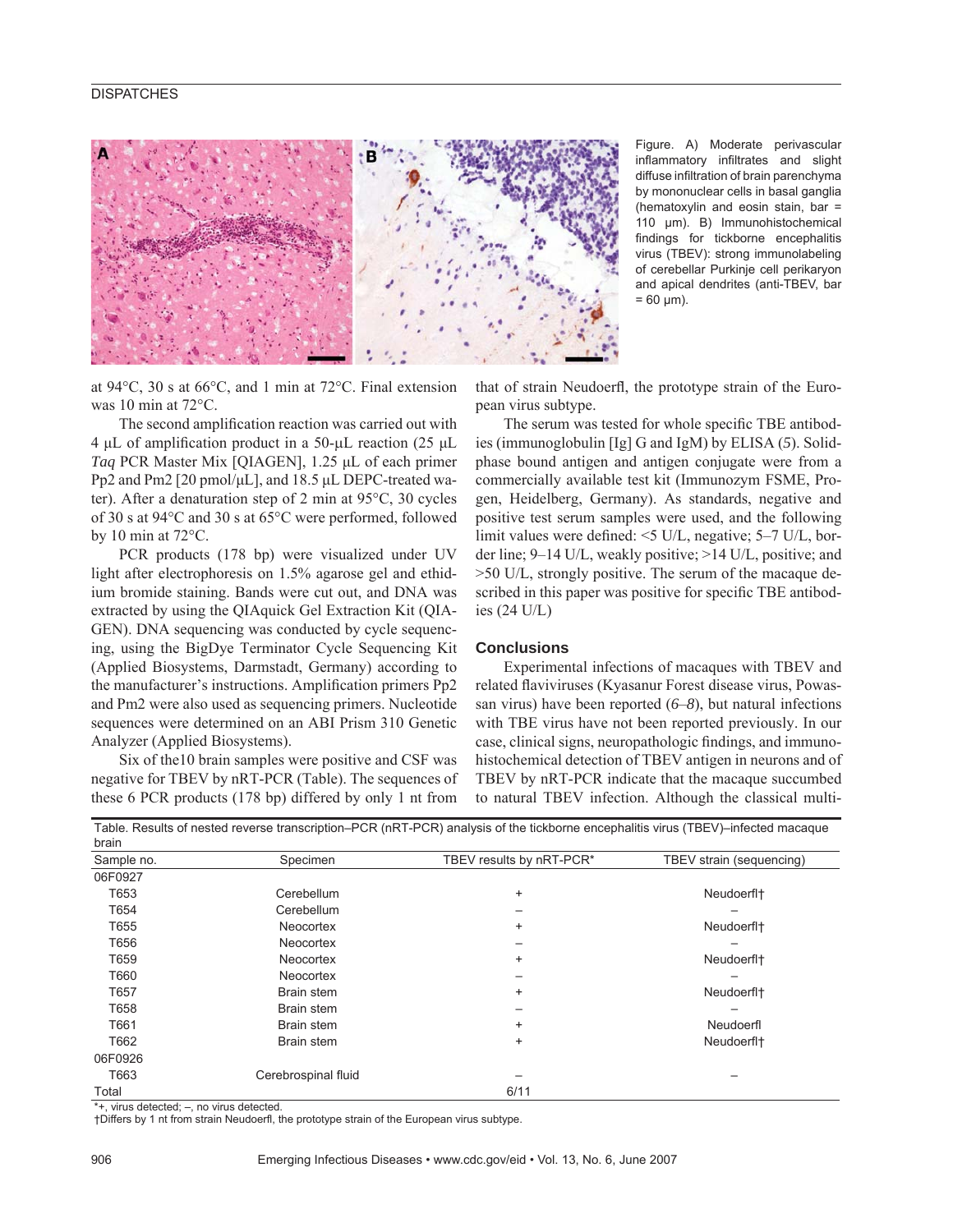Figure. A) Moderate perivascular inflammatory infiltrates and slight diffuse infiltration of brain parenchyma by mononuclear cells in basal ganglia (hematoxylin and eosin stain, bar = 110 µm). B) Immunohistochemical findings for tickborne encephalitis virus (TBEV): strong immunolabeling of cerebellar Purkinje cell perikaryon and apical dendrites (anti-TBEV, bar = 60 µm).

at 94°C, 30 s at 66°C, and 1 min at 72°C. Final extension was 10 min at 72°C.

The second amplification reaction was carried out with 4 µL of amplification product in a 50-µL reaction (25 µL *Taq* PCR Master Mix [QIAGEN], 1.25 µL of each primer Pp2 and Pm2 [20 pmol/µL], and 18.5 µL DEPC-treated water). After a denaturation step of 2 min at 95°C, 30 cycles of 30 s at 94°C and 30 s at 65°C were performed, followed by 10 min at 72°C.

PCR products (178 bp) were visualized under UV light after electrophoresis on 1.5% agarose gel and ethidium bromide staining. Bands were cut out, and DNA was extracted by using the QIAquick Gel Extraction Kit (QIAGEN). DNA sequencing was conducted by cycle sequencing, using the BigDye Terminator Cycle Sequencing Kit (Applied Biosystems, Darmstadt, Germany) according to the manufacturer's instructions. Amplification primers Pp2 and Pm2 were also used as sequencing primers. Nucleotide sequences were determined on an ABI Prism 310 Genetic Analyzer (Applied Biosystems).

Six of the10 brain samples were positive and CSF was negative for TBEV by nRT-PCR (Table). The sequences of these 6 PCR products (178 bp) differed by only 1 nt from that of strain Neudoerfl, the prototype strain of the European virus subtype.

The serum was tested for whole specific TBE antibodies (immunoglobulin [Ig] G and IgM) by ELISA (*5*). Solid-phase bound antigen and antigen conjugate were from a commercially available test kit (Immunozym FSME, Progen, Heidelberg, Germany). As standards, negative and positive test serum samples were used, and the following limit values were defined: <5 U/L, negative; 5–7 U/L, border line; 9–14 U/L, weakly positive; >14 U/L, positive; and >50 U/L, strongly positive. The serum of the macaque described in this paper was positive for specific TBE antibodies (24 U/L)

## Conclusions

Experimental infections of macaques with TBEV and related flaviviruses (Kyasanur Forest disease virus, Powassan virus) have been reported (*6–8*), but natural infections with TBE virus have not been reported previously. In our case, clinical signs, neuropathologic findings, and immunohistochemical detection of TBEV antigen in neurons and of TBEV by nRT-PCR indicate that the macaque succumbed to natural TBEV infection. Although the classical multi-

Table. Results of nested reverse transcription–PCR (nRT-PCR) analysis of the tickborne encephalitis virus (TBEV)–infected macaque brain

| Sample no. | Specimen | TBEV results by nRT-PCR* | TBEV strain (sequencing) |
|---|---|---|---|
| 06F0927 | | | |
| T653 | Cerebellum | + | Neudoerfl† |
| T654 | Cerebellum | – | – |
| T655 | Neocortex | + | Neudoerfl† |
| T656 | Neocortex | – | – |
| T659 | Neocortex | + | Neudoerfl† |
| T660 | Neocortex | – | – |
| T657 | Brain stem | + | Neudoerfl† |
| T658 | Brain stem | – | – |
| T661 | Brain stem | + | Neudoerfl |
| T662 | Brain stem | + | Neudoerfl† |
| 06F0926 | | | |
| T663 | Cerebrospinal fluid | – | – |
| Total | | 6/11 | |

*+, virus detected; –, no virus detected.
†Differs by 1 nt from strain Neudoerfl, the prototype strain of the European virus subtype.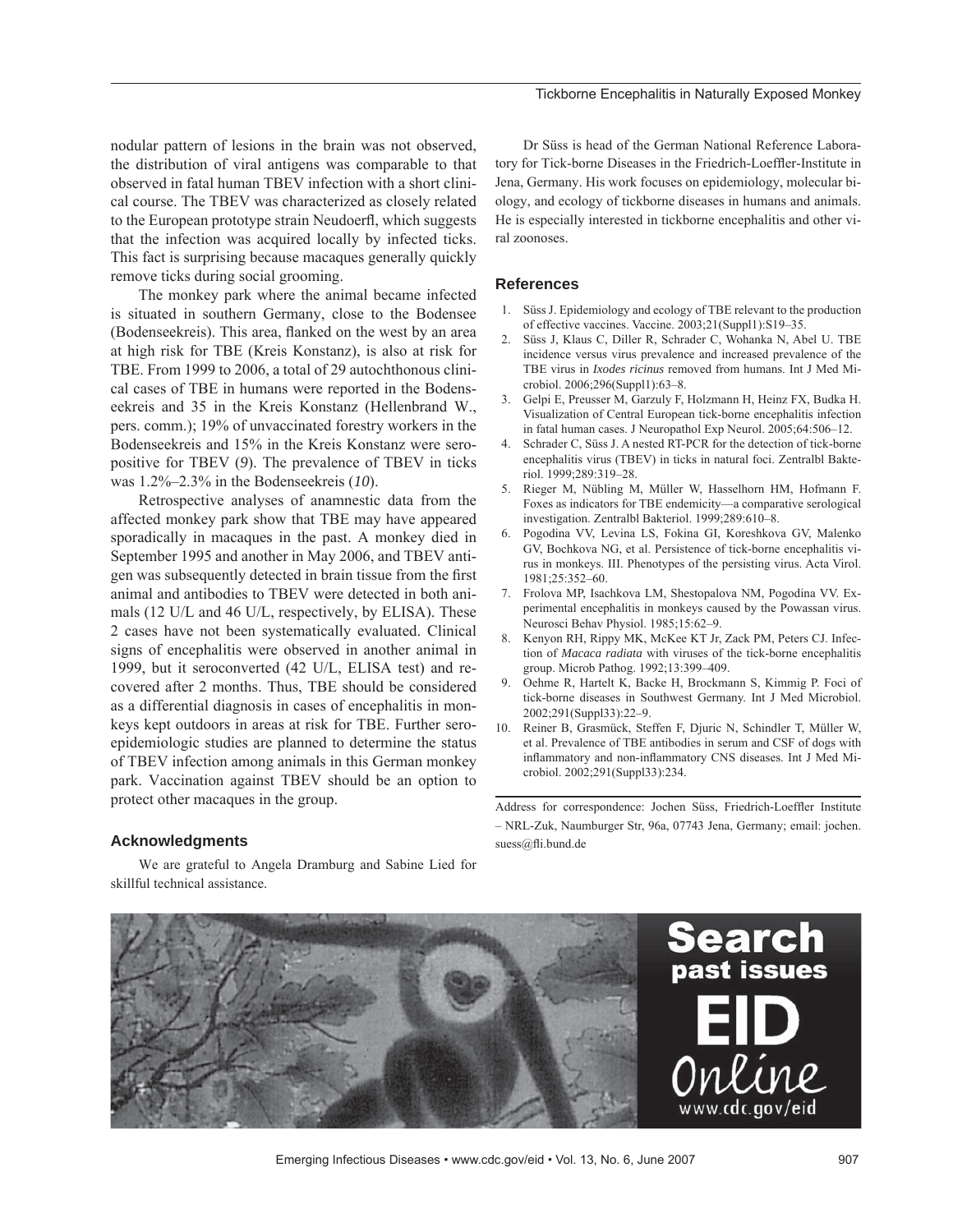nodular pattern of lesions in the brain was not observed, the distribution of viral antigens was comparable to that observed in fatal human TBEV infection with a short clinical course. The TBEV was characterized as closely related to the European prototype strain Neudoerfl, which suggests that the infection was acquired locally by infected ticks. This fact is surprising because macaques generally quickly remove ticks during social grooming.

The monkey park where the animal became infected is situated in southern Germany, close to the Bodensee (Bodenseekreis). This area, flanked on the west by an area at high risk for TBE (Kreis Konstanz), is also at risk for TBE. From 1999 to 2006, a total of 29 autochthonous clinical cases of TBE in humans were reported in the Bodenseekreis and 35 in the Kreis Konstanz (Hellenbrand W., pers. comm.); 19% of unvaccinated forestry workers in the Bodenseekreis and 15% in the Kreis Konstanz were seropositive for TBEV (*9*). The prevalence of TBEV in ticks was 1.2%–2.3% in the Bodenseekreis (*10*).

Retrospective analyses of anamnestic data from the affected monkey park show that TBE may have appeared sporadically in macaques in the past. A monkey died in September 1995 and another in May 2006, and TBEV antigen was subsequently detected in brain tissue from the first animal and antibodies to TBEV were detected in both animals (12 U/L and 46 U/L, respectively, by ELISA). These 2 cases have not been systematically evaluated. Clinical signs of encephalitis were observed in another animal in 1999, but it seroconverted (42 U/L, ELISA test) and recovered after 2 months. Thus, TBE should be considered as a differential diagnosis in cases of encephalitis in monkeys kept outdoors in areas at risk for TBE. Further seroepidemiologic studies are planned to determine the status of TBEV infection among animals in this German monkey park. Vaccination against TBEV should be an option to protect other macaques in the group.

### Acknowledgments

We are grateful to Angela Dramburg and Sabine Lied for skillful technical assistance.

Dr Süss is head of the German National Reference Laboratory for Tick-borne Diseases in the Friedrich-Loeffler-Institute in Jena, Germany. His work focuses on epidemiology, molecular biology, and ecology of tickborne diseases in humans and animals. He is especially interested in tickborne encephalitis and other viral zoonoses.

### References

1. Süss J. Epidemiology and ecology of TBE relevant to the production of effective vaccines. Vaccine. 2003;21(Suppl1):S19–35.
2. Süss J, Klaus C, Diller R, Schrader C, Wohanka N, Abel U. TBE incidence versus virus prevalence and increased prevalence of the TBE virus in *Ixodes ricinus* removed from humans. Int J Med Microbiol. 2006;296(Suppl1):63–8.
3. Gelpi E, Preusser M, Garzuly F, Holzmann H, Heinz FX, Budka H. Visualization of Central European tick-borne encephalitis infection in fatal human cases. J Neuropathol Exp Neurol. 2005;64:506–12.
4. Schrader C, Süss J. A nested RT-PCR for the detection of tick-borne encephalitis virus (TBEV) in ticks in natural foci. Zentralbl Bakteriol. 1999;289:319–28.
5. Rieger M, Nübling M, Müller W, Hasselhorn HM, Hofmann F. Foxes as indicators for TBE endemicity—a comparative serological investigation. Zentralbl Bakteriol. 1999;289:610–8.
6. Pogodina VV, Levina LS, Fokina GI, Koreshkova GV, Malenko GV, Bochkova NG, et al. Persistence of tick-borne encephalitis virus in monkeys. III. Phenotypes of the persisting virus. Acta Virol. 1981;25:352–60.
7. Frolova MP, Isachkova LM, Shestopalova NM, Pogodina VV. Experimental encephalitis in monkeys caused by the Powassan virus. Neurosci Behav Physiol. 1985;15:62–9.
8. Kenyon RH, Rippy MK, McKee KT Jr, Zack PM, Peters CJ. Infection of *Macaca radiata* with viruses of the tick-borne encephalitis group. Microb Pathog. 1992;13:399–409.
9. Oehme R, Hartelt K, Backe H, Brockmann S, Kimmig P. Foci of tick-borne diseases in Southwest Germany. Int J Med Microbiol. 2002;291(Suppl33):22–9.
10. Reiner B, Grasmück S, Steffen F, Djuric N, Schindler T, Müller W, et al. Prevalence of TBE antibodies in serum and CSF of dogs with inflammatory and non-inflammatory CNS diseases. Int J Med Microbiol. 2002;291(Suppl33):234.

Address for correspondence: Jochen Süss, Friedrich-Loeffler Institute – NRL-Zuk, Naumburger Str, 96a, 07743 Jena, Germany; email: jochen.suess@fli.bund.de

Search past issues EID Online www.cdc.gov/eid